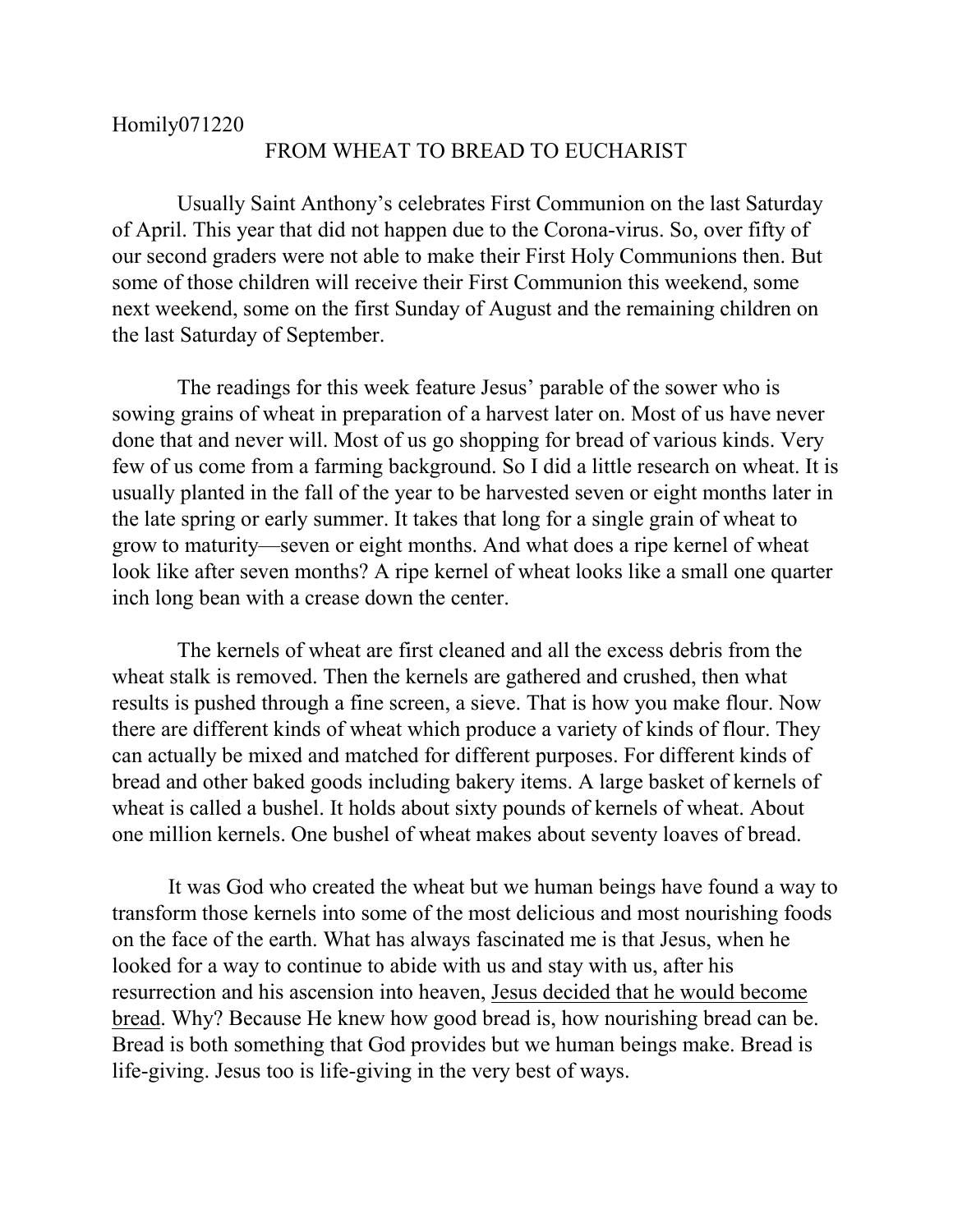Homily071220

# FROM WHEAT TO BREAD TO EUCHARIST

Usually Saint Anthony's celebrates First Communion on the last Saturday of April. This year that did not happen due to the Corona-virus. So, over fifty of our second graders were not able to make their First Holy Communions then. But some of those children will receive their First Communion this weekend, some next weekend, some on the first Sunday of August and the remaining children on the last Saturday of September.

The readings for this week feature Jesus' parable of the sower who is sowing grains of wheat in preparation of a harvest later on. Most of us have never done that and never will. Most of us go shopping for bread of various kinds. Very few of us come from a farming background. So I did a little research on wheat. It is usually planted in the fall of the year to be harvested seven or eight months later in the late spring or early summer. It takes that long for a single grain of wheat to grow to maturity—seven or eight months. And what does a ripe kernel of wheat look like after seven months? A ripe kernel of wheat looks like a small one quarter inch long bean with a crease down the center.

The kernels of wheat are first cleaned and all the excess debris from the wheat stalk is removed. Then the kernels are gathered and crushed, then what results is pushed through a fine screen, a sieve. That is how you make flour. Now there are different kinds of wheat which produce a variety of kinds of flour. They can actually be mixed and matched for different purposes. For different kinds of bread and other baked goods including bakery items. A large basket of kernels of wheat is called a bushel. It holds about sixty pounds of kernels of wheat. About one million kernels. One bushel of wheat makes about seventy loaves of bread.

It was God who created the wheat but we human beings have found a way to transform those kernels into some of the most delicious and most nourishing foods on the face of the earth. What has always fascinated me is that Jesus, when he looked for a way to continue to abide with us and stay with us, after his resurrection and his ascension into heaven, <u>Jesus decided that he would become bread</u>. Why? Because He knew how good bread is, how nourishing bread can be. Bread is both something that God provides but we human beings make. Bread is life-giving. Jesus too is life-giving in the very best of ways.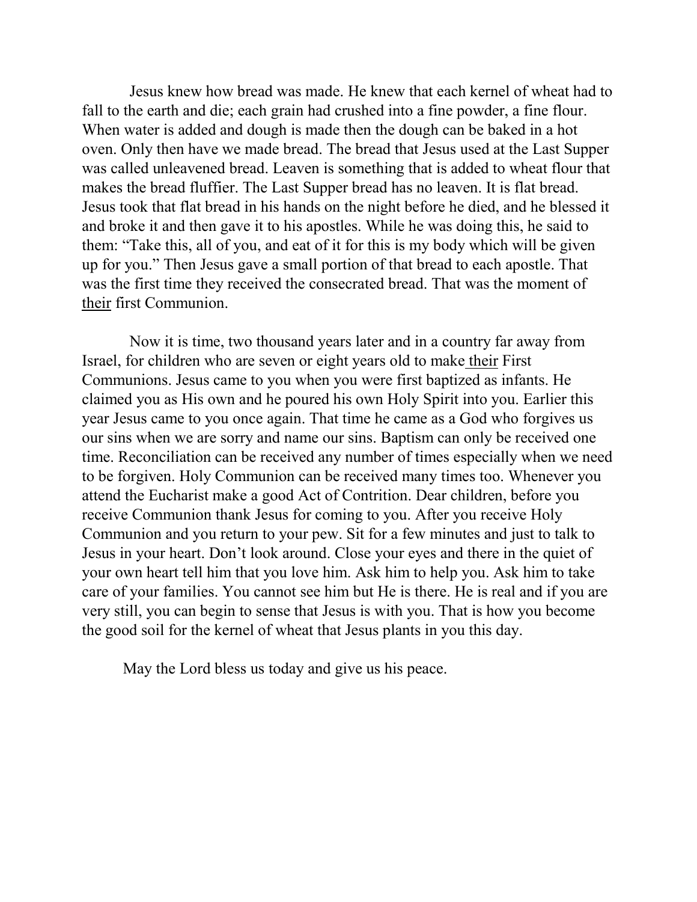Jesus knew how bread was made. He knew that each kernel of wheat had to fall to the earth and die; each grain had crushed into a fine powder, a fine flour. When water is added and dough is made then the dough can be baked in a hot oven. Only then have we made bread. The bread that Jesus used at the Last Supper was called unleavened bread. Leaven is something that is added to wheat flour that makes the bread fluffier. The Last Supper bread has no leaven. It is flat bread. Jesus took that flat bread in his hands on the night before he died, and he blessed it and broke it and then gave it to his apostles. While he was doing this, he said to them: "Take this, all of you, and eat of it for this is my body which will be given up for you." Then Jesus gave a small portion of that bread to each apostle. That was the first time they received the consecrated bread. That was the moment of <u>their</u> first Communion.

Now it is time, two thousand years later and in a country far away from Israel, for children who are seven or eight years old to make <u>their</u> First Communions. Jesus came to you when you were first baptized as infants. He claimed you as His own and he poured his own Holy Spirit into you. Earlier this year Jesus came to you once again. That time he came as a God who forgives us our sins when we are sorry and name our sins. Baptism can only be received one time. Reconciliation can be received any number of times especially when we need to be forgiven. Holy Communion can be received many times too. Whenever you attend the Eucharist make a good Act of Contrition. Dear children, before you receive Communion thank Jesus for coming to you. After you receive Holy Communion and you return to your pew. Sit for a few minutes and just to talk to Jesus in your heart. Don't look around. Close your eyes and there in the quiet of your own heart tell him that you love him. Ask him to help you. Ask him to take care of your families. You cannot see him but He is there. He is real and if you are very still, you can begin to sense that Jesus is with you. That is how you become the good soil for the kernel of wheat that Jesus plants in you this day.

May the Lord bless us today and give us his peace.